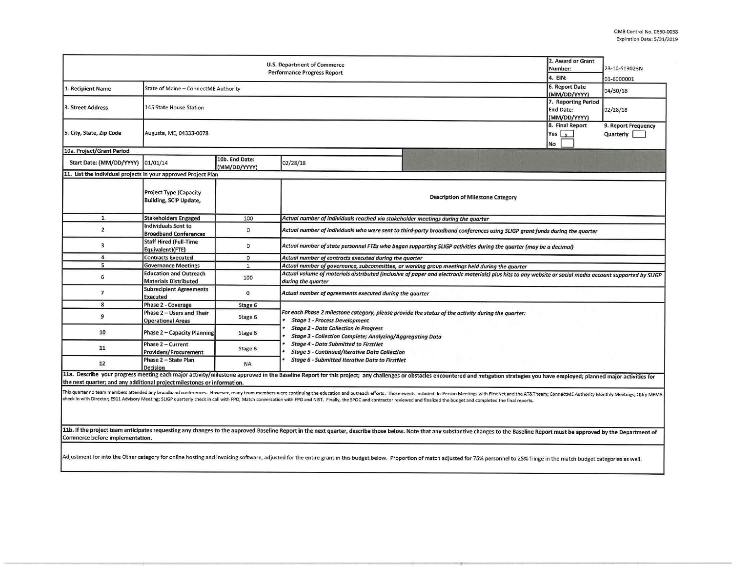OMB Control No. 0660-0038
Expiration Date: 5/31/2019

| U.S. Department of Commerce Performance Progress Report | | 2. Award or Grant Number: | 23-10-S13023N |
|---|---|---|---|
| | | 4. EIN: | 01-6000001 |
| 1. Recipient Name | State of Maine – ConnectME Authority | 6. Report Date (MM/DD/YYYY) | 04/30/18 |
| 3. Street Address | 145 State House Station | 7. Reporting Period End Date: (MM/DD/YYYY) | 02/28/18 |
| 5. City, State, Zip Code | Augusta, ME, 04333-0078 | 8. Final Report Yes [x] No [ ] | 9. Report Frequency Quarterly [ ] |

**10a. Project/Grant Period**

| Start Date: (MM/DD/YYYY) | 01/01/14 | 10b. End Date: (MM/DD/YYYY) | 02/28/18 |
|---|---|---|---|

**11. List the individual projects in your approved Project Plan**

| | Project Type (Capacity Building, SCIP Update, | | Description of Milestone Category |
|---|---|---|---|
| 1 | Stakeholders Engaged | 100 | *Actual number of individuals reached via stakeholder meetings during the quarter* |
| 2 | Individuals Sent to Broadband Conferences | 0 | *Actual number of individuals who were sent to third-party broadband conferences using SLIGP grant funds during the quarter* |
| 3 | Staff Hired (Full-Time Equivalent)(FTE) | 0 | *Actual number of state personnel FTEs who began supporting SLIGP activities during the quarter (may be a decimal)* |
| 4 | Contracts Executed | 0 | *Actual number of contracts executed during the quarter* |
| 5 | Governance Meetings | 1 | *Actual number of governance, subcommittee, or working group meetings held during the quarter* |
| 6 | Education and Outreach Materials Distributed | 100 | *Actual volume of materials distributed (inclusive of paper and electronic materials) plus hits to any website or social media account supported by SLIGP during the quarter* |
| 7 | Subrecipient Agreements Executed | 0 | *Actual number of agreements executed during the quarter* |
| 8 | Phase 2 - Coverage | Stage 6 | *For each Phase 2 milestone category, please provide the status of the activity during the quarter:* <br>• *Stage 1 - Process Development* <br>• *Stage 2 - Data Collection in Progress* <br>• *Stage 3 - Collection Complete; Analyzing/Aggregating Data* <br>• *Stage 4 - Data Submitted to FirstNet* <br>• *Stage 5 - Continued/Iterative Data Collection* <br>• *Stage 6 - Submitted Iterative Data to FirstNet* |
| 9 | Phase 2 – Users and Their Operational Areas | Stage 6 | |
| 10 | Phase 2 – Capacity Planning | Stage 6 | |
| 11 | Phase 2 – Current Providers/Procurement | Stage 6 | |
| 12 | Phase 2 – State Plan Decision | NA | |

**11a. Describe your progress meeting each major activity/milestone approved in the Baseline Report for this project; any challenges or obstacles encountered and mitigation strategies you have employed; planned major activities for the next quarter; and any additional project milestones or information.**

This quarter no team members attended any broadband conferences. However, many team members were continuing the education and outreach efforts. Those events included: In-Person Meetings with FirstNet and the AT&T team; ConnectME Authority Monthly Meetings; Qtrly MEMA check in with Director; E911 Advisory Meeting; SLIGP quarterly check in call with FPO; Match conversation with FPO and NIST. Finally, the SPOC and contractor reviewed and finalized the budget and completed the final reports.

**11b. If the project team anticipates requesting any changes to the approved Baseline Report in the next quarter, describe those below. Note that any substantive changes to the Baseline Report must be approved by the Department of Commerce before implementation.**

Adjustment for into the Other category for online hosting and invoicing software, adjusted for the entire grant in this budget below. Proportion of match adjusted for 75% personnel to 25% fringe in the match budget categories as well.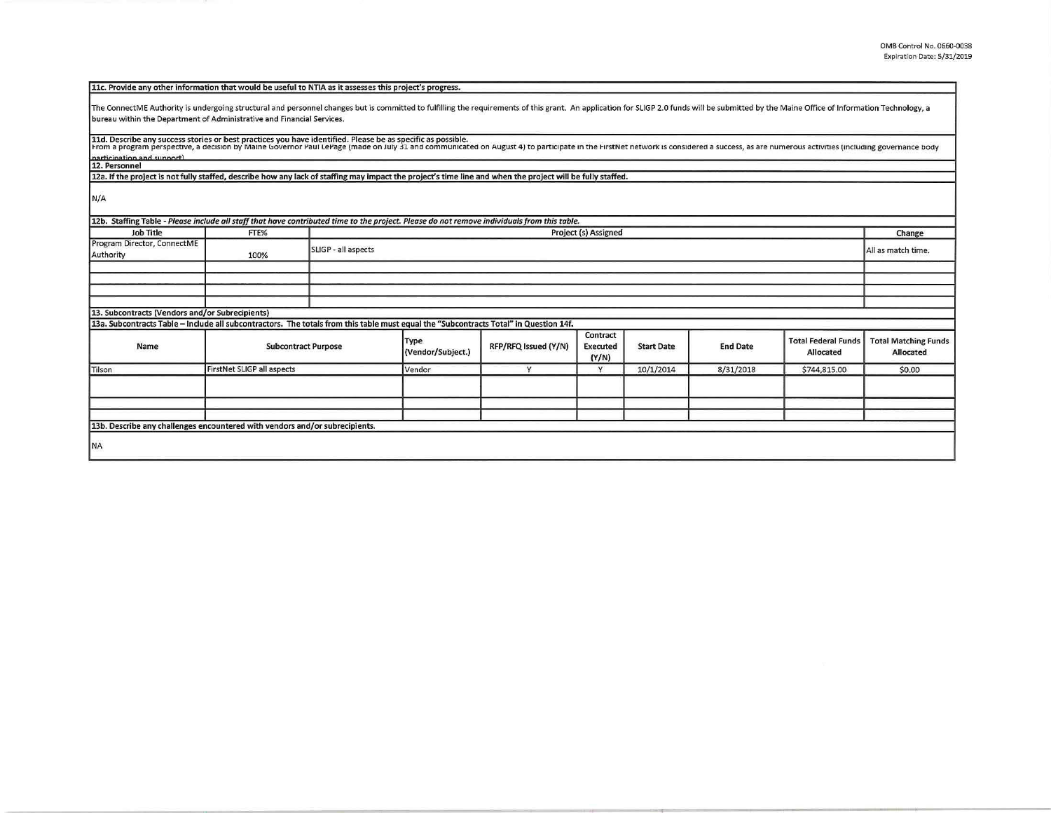**11c. Provide any other information that would be useful to NTIA as it assesses this project's progress.**

The ConnectME Authority is undergoing structural and personnel changes but is committed to fulfilling the requirements of this grant. An application for SLIGP 2.0 funds will be submitted by the Maine Office of Information Technology, a bureau within the Department of Administrative and Financial Services.

**11d. Describe any success stories or best practices you have identified. Please be as specific as possible.**

From a program perspective, a decision by Maine Governor Paul LePage (made on July 31 and communicated on August 4) to participate in the FirstNet network is considered a success, as are numerous activities (including governance body participation and support).

**12. Personnel**

**12a. If the project is not fully staffed, describe how any lack of staffing may impact the project's time line and when the project will be fully staffed.**

N/A

**12b. Staffing Table** - *Please include all staff that have contributed time to the project. Please do not remove individuals from this table.*

| Job Title | FTE% | Project (s) Assigned | Change |
|---|---|---|---|
| Program Director, ConnectME Authority | 100% | SLIGP - all aspects | All as match time. |
| | | | |
| | | | |
| | | | |
| | | | |

**13. Subcontracts (Vendors and/or Subrecipients)**

**13a. Subcontracts Table – Include all subcontractors. The totals from this table must equal the "Subcontracts Total" in Question 14f.**

| Name | Subcontract Purpose | Type (Vendor/Subject.) | RFP/RFQ Issued (Y/N) | Contract Executed (Y/N) | Start Date | End Date | Total Federal Funds Allocated | Total Matching Funds Allocated |
|---|---|---|---|---|---|---|---|---|
| Tilson | FirstNet SLIGP all aspects | Vendor | Y | Y | 10/1/2014 | 8/31/2018 | $744,815.00 | $0.00 |
| | | | | | | | | |
| | | | | | | | | |
| | | | | | | | | |

**13b. Describe any challenges encountered with vendors and/or subrecipients.**

NA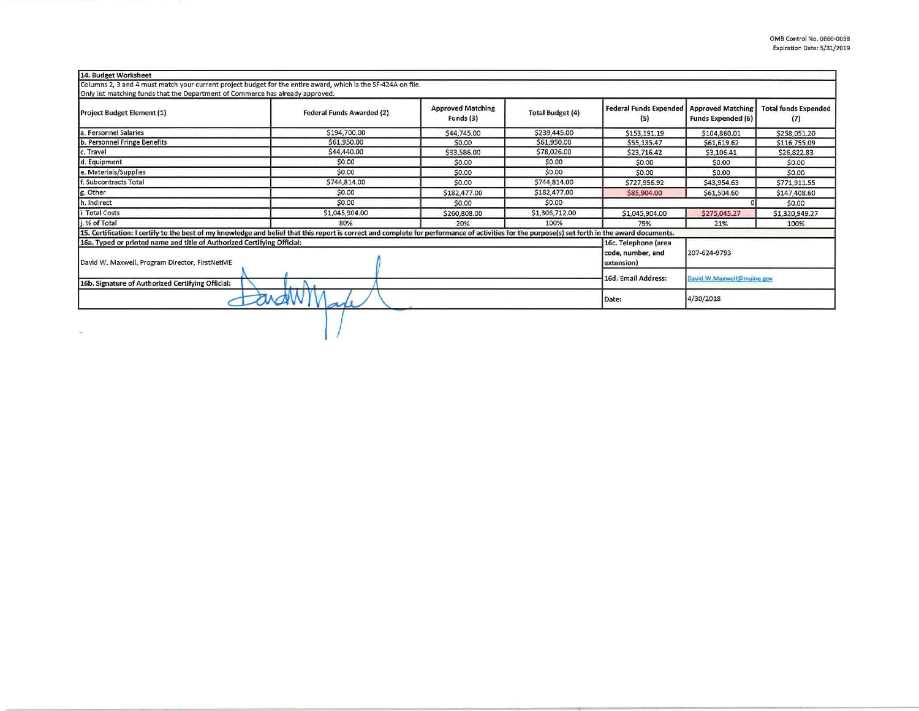OMB Control No. 0660-0038
Expiration Date: 5/31/2019

| 14. Budget Worksheet | | | | | | |
|---|---|---|---|---|---|---|
| Columns 2, 3 and 4 must match your current project budget for the entire award, which is the SF-424A on file. Only list matching funds that the Department of Commerce has already approved. | | | | | | |
| Project Budget Element (1) | Federal Funds Awarded (2) | Approved Matching Funds (3) | Total Budget (4) | Federal Funds Expended (5) | Approved Matching Funds Expended (6) | Total funds Expended (7) |
| a. Personnel Salaries | $194,700.00 | $44,745.00 | $239,445.00 | $153,191.19 | $104,860.01 | $258,051.20 |
| b. Personnel Fringe Benefits | $61,950.00 | $0.00 | $61,950.00 | $55,135.47 | $61,619.62 | $116,755.09 |
| c. Travel | $44,440.00 | $33,586.00 | $78,026.00 | $23,716.42 | $3,106.41 | $26,822.83 |
| d. Equipment | $0.00 | $0.00 | $0.00 | $0.00 | $0.00 | $0.00 |
| e. Materials/Supplies | $0.00 | $0.00 | $0.00 | $0.00 | $0.00 | $0.00 |
| f. Subcontracts Total | $744,814.00 | $0.00 | $744,814.00 | $727,956.92 | $43,954.63 | $771,911.55 |
| g. Other | $0.00 | $182,477.00 | $182,477.00 | $85,904.00 | $61,504.60 | $147,408.60 |
| h. Indirect | $0.00 | $0.00 | $0.00 | | 0 | $0.00 |
| i. Total Costs | $1,045,904.00 | $260,808.00 | $1,306,712.00 | $1,045,904.00 | $275,045.27 | $1,320,949.27 |
| j. % of Total | 80% | 20% | 100% | 79% | 21% | 100% |

15. Certification: I certify to the best of my knowledge and belief that this report is correct and complete for performance of activities for the purpose(s) set forth in the award documents.

| | | |
|---|---|---|
| 16a. Typed or printed name and title of Authorized Certifying Official: David W. Maxwell, Program Director, FirstNetME | 16c. Telephone (area code, number, and extension) | 207-624-9793 |
| 16b. Signature of Authorized Certifying Official: | 16d. Email Address: | David.W.Maxwell@maine.gov |
| | Date: | 4/30/2018 |